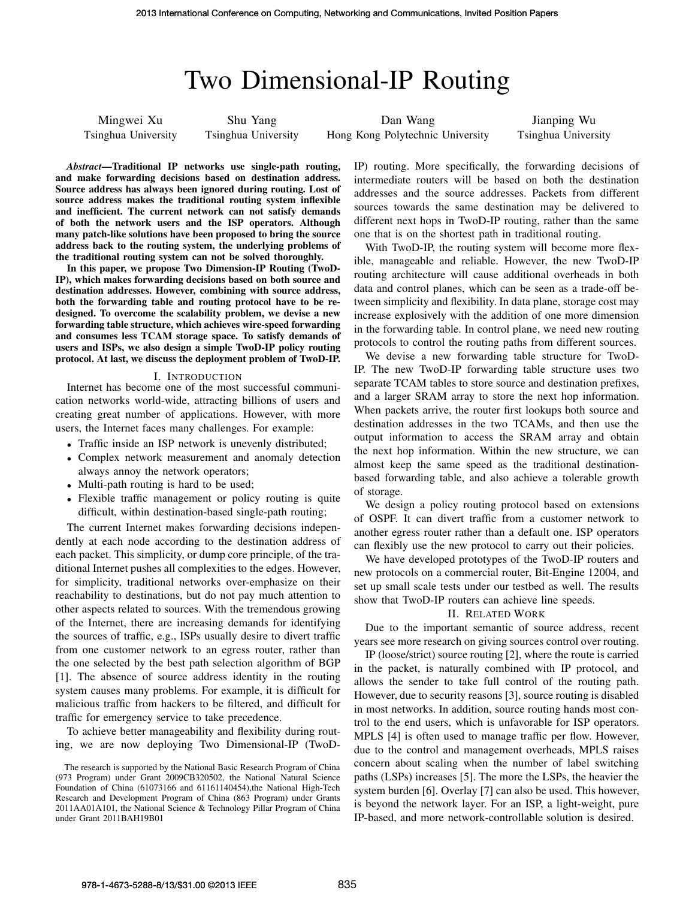# Two Dimensional-IP Routing

Mingwei Xu
Tsinghua University

Shu Yang
Tsinghua University

Dan Wang
Hong Kong Polytechnic University

Jianping Wu
Tsinghua University

***Abstract*—Traditional IP networks use single-path routing, and make forwarding decisions based on destination address. Source address has always been ignored during routing. Lost of source address makes the traditional routing system inflexible and inefficient. The current network can not satisfy demands of both the network users and the ISP operators. Although many patch-like solutions have been proposed to bring the source address back to the routing system, the underlying problems of the traditional routing system can not be solved thoroughly.**

**In this paper, we propose Two Dimension-IP Routing (TwoD-IP), which makes forwarding decisions based on both source and destination addresses. However, combining with source address, both the forwarding table and routing protocol have to be re-designed. To overcome the scalability problem, we devise a new forwarding table structure, which achieves wire-speed forwarding and consumes less TCAM storage space. To satisfy demands of users and ISPs, we also design a simple TwoD-IP policy routing protocol. At last, we discuss the deployment problem of TwoD-IP.**

## I. Introduction

Internet has become one of the most successful communication networks world-wide, attracting billions of users and creating great number of applications. However, with more users, the Internet faces many challenges. For example:

- Traffic inside an ISP network is unevenly distributed;
- Complex network measurement and anomaly detection always annoy the network operators;
- Multi-path routing is hard to be used;
- Flexible traffic management or policy routing is quite difficult, within destination-based single-path routing;

The current Internet makes forwarding decisions independently at each node according to the destination address of each packet. This simplicity, or dump core principle, of the traditional Internet pushes all complexities to the edges. However, for simplicity, traditional networks over-emphasize on their reachability to destinations, but do not pay much attention to other aspects related to sources. With the tremendous growing of the Internet, there are increasing demands for identifying the sources of traffic, e.g., ISPs usually desire to divert traffic from one customer network to an egress router, rather than the one selected by the best path selection algorithm of BGP [1]. The absence of source address identity in the routing system causes many problems. For example, it is difficult for malicious traffic from hackers to be filtered, and difficult for traffic for emergency service to take precedence.

To achieve better manageability and flexibility during routing, we are now deploying Two Dimensional-IP (TwoD-IP) routing. More specifically, the forwarding decisions of intermediate routers will be based on both the destination addresses and the source addresses. Packets from different sources towards the same destination may be delivered to different next hops in TwoD-IP routing, rather than the same one that is on the shortest path in traditional routing.

With TwoD-IP, the routing system will become more flexible, manageable and reliable. However, the new TwoD-IP routing architecture will cause additional overheads in both data and control planes, which can be seen as a trade-off between simplicity and flexibility. In data plane, storage cost may increase explosively with the addition of one more dimension in the forwarding table. In control plane, we need new routing protocols to control the routing paths from different sources.

We devise a new forwarding table structure for TwoD-IP. The new TwoD-IP forwarding table structure uses two separate TCAM tables to store source and destination prefixes, and a larger SRAM array to store the next hop information. When packets arrive, the router first lookups both source and destination addresses in the two TCAMs, and then use the output information to access the SRAM array and obtain the next hop information. Within the new structure, we can almost keep the same speed as the traditional destination-based forwarding table, and also achieve a tolerable growth of storage.

We design a policy routing protocol based on extensions of OSPF. It can divert traffic from a customer network to another egress router rather than a default one. ISP operators can flexibly use the new protocol to carry out their policies.

We have developed prototypes of the TwoD-IP routers and new protocols on a commercial router, Bit-Engine 12004, and set up small scale tests under our testbed as well. The results show that TwoD-IP routers can achieve line speeds.

## II. Related Work

Due to the important semantic of source address, recent years see more research on giving sources control over routing.

IP (loose/strict) source routing [2], where the route is carried in the packet, is naturally combined with IP protocol, and allows the sender to take full control of the routing path. However, due to security reasons [3], source routing is disabled in most networks. In addition, source routing hands most control to the end users, which is unfavorable for ISP operators. MPLS [4] is often used to manage traffic per flow. However, due to the control and management overheads, MPLS raises concern about scaling when the number of label switching paths (LSPs) increases [5]. The more the LSPs, the heavier the system burden [6]. Overlay [7] can also be used. This however, is beyond the network layer. For an ISP, a light-weight, pure IP-based, and more network-controllable solution is desired.

The research is supported by the National Basic Research Program of China (973 Program) under Grant 2009CB320502, the National Natural Science Foundation of China (61073166 and 61161140454),the National High-Tech Research and Development Program of China (863 Program) under Grants 2011AA01A101, the National Science & Technology Pillar Program of China under Grant 2011BAH19B01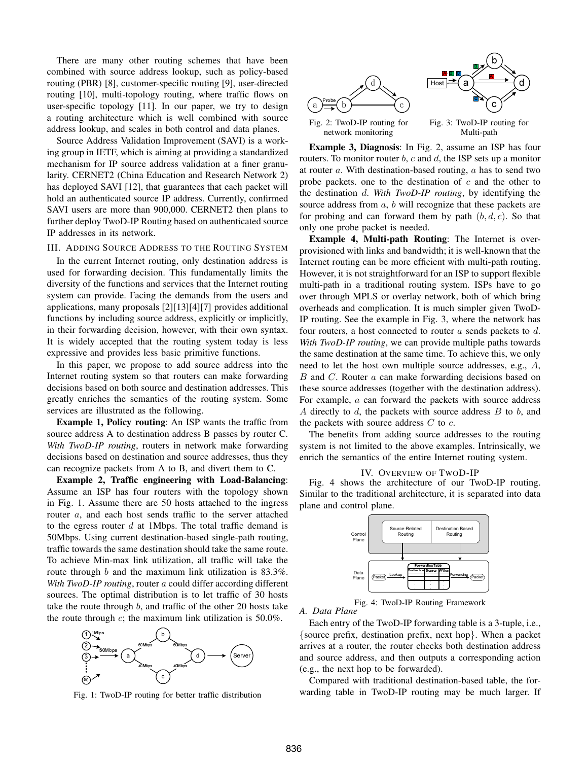There are many other routing schemes that have been combined with source address lookup, such as policy-based routing (PBR) [8], customer-specific routing [9], user-directed routing [10], multi-topology routing, where traffic flows on user-specific topology [11]. In our paper, we try to design a routing architecture which is well combined with source address lookup, and scales in both control and data planes.

Source Address Validation Improvement (SAVI) is a working group in IETF, which is aiming at providing a standardized mechanism for IP source address validation at a finer granularity. CERNET2 (China Education and Research Network 2) has deployed SAVI [12], that guarantees that each packet will hold an authenticated source IP address. Currently, confirmed SAVI users are more than 900,000. CERNET2 then plans to further deploy TwoD-IP Routing based on authenticated source IP addresses in its network.

## III. Adding Source Address to the Routing System

In the current Internet routing, only destination address is used for forwarding decision. This fundamentally limits the diversity of the functions and services that the Internet routing system can provide. Facing the demands from the users and applications, many proposals [2][13][4][7] provides additional functions by including source address, explicitly or implicitly, in their forwarding decision, however, with their own syntax. It is widely accepted that the routing system today is less expressive and provides less basic primitive functions.

In this paper, we propose to add source address into the Internet routing system so that routers can make forwarding decisions based on both source and destination addresses. This greatly enriches the semantics of the routing system. Some services are illustrated as the following.

**Example 1, Policy routing**: An ISP wants the traffic from source address A to destination address B passes by router C. *With TwoD-IP routing*, routers in network make forwarding decisions based on destination and source addresses, thus they can recognize packets from A to B, and divert them to C.

**Example 2, Traffic engineering with Load-Balancing**: Assume an ISP has four routers with the topology shown in Fig. 1. Assume there are 50 hosts attached to the ingress router $a$, and each host sends traffic to the server attached to the egress router $d$ at 1Mbps. The total traffic demand is 50Mbps. Using current destination-based single-path routing, traffic towards the same destination should take the same route. To achieve Min-max link utilization, all traffic will take the route through $b$ and the maximum link utilization is 83.3%. *With TwoD-IP routing*, router $a$ could differ according different sources. The optimal distribution is to let traffic of 30 hosts take the route through $b$, and traffic of the other 20 hosts take the route through $c$; the maximum link utilization is 50.0%.

Fig. 1: TwoD-IP routing for better traffic distribution

Fig. 2: TwoD-IP routing for network monitoring

Fig. 3: TwoD-IP routing for Multi-path

**Example 3, Diagnosis**: In Fig. 2, assume an ISP has four routers. To monitor router $b$, $c$ and $d$, the ISP sets up a monitor at router $a$. With destination-based routing, $a$ has to send two probe packets. one to the destination of $c$ and the other to the destination $d$. *With TwoD-IP routing*, by identifying the source address from $a$, $b$ will recognize that these packets are for probing and can forward them by path $(b, d, c)$. So that only one probe packet is needed.

**Example 4, Multi-path Routing**: The Internet is over-provisioned with links and bandwidth; it is well-known that the Internet routing can be more efficient with multi-path routing. However, it is not straightforward for an ISP to support flexible multi-path in a traditional routing system. ISPs have to go over through MPLS or overlay network, both of which bring overheads and complication. It is much simpler given TwoD-IP routing. See the example in Fig. 3, where the network has four routers, a host connected to router $a$ sends packets to $d$. *With TwoD-IP routing*, we can provide multiple paths towards the same destination at the same time. To achieve this, we only need to let the host own multiple source addresses, e.g., $A$, $B$ and $C$. Router $a$ can make forwarding decisions based on these source addresses (together with the destination address). For example, $a$ can forward the packets with source address $A$ directly to $d$, the packets with source address $B$ to $b$, and the packets with source address $C$ to $c$.

The benefits from adding source addresses to the routing system is not limited to the above examples. Intrinsically, we enrich the semantics of the entire Internet routing system.

## IV. Overview of TwoD-IP

Fig. 4 shows the architecture of our TwoD-IP routing. Similar to the traditional architecture, it is separated into data plane and control plane.

Fig. 4: TwoD-IP Routing Framework

### A. Data Plane

Each entry of the TwoD-IP forwarding table is a 3-tuple, i.e., {source prefix, destination prefix, next hop}. When a packet arrives at a router, the router checks both destination address and source address, and then outputs a corresponding action (e.g., the next hop to be forwarded).

Compared with traditional destination-based table, the forwarding table in TwoD-IP routing may be much larger. If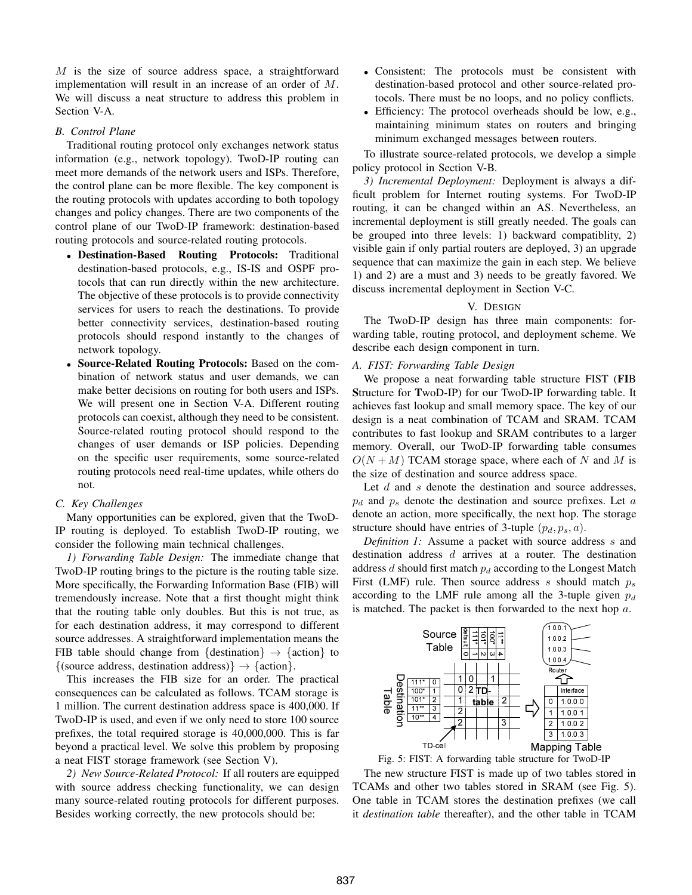$M$ is the size of source address space, a straightforward implementation will result in an increase of an order of $M$. We will discuss a neat structure to address this problem in Section V-A.

### B. Control Plane

Traditional routing protocol only exchanges network status information (e.g., network topology). TwoD-IP routing can meet more demands of the network users and ISPs. Therefore, the control plane can be more flexible. The key component is the routing protocols with updates according to both topology changes and policy changes. There are two components of the control plane of our TwoD-IP framework: destination-based routing protocols and source-related routing protocols.

- **Destination-Based Routing Protocols:** Traditional destination-based protocols, e.g., IS-IS and OSPF protocols that can run directly within the new architecture. The objective of these protocols is to provide connectivity services for users to reach the destinations. To provide better connectivity services, destination-based routing protocols should respond instantly to the changes of network topology.
- **Source-Related Routing Protocols:** Based on the combination of network status and user demands, we can make better decisions on routing for both users and ISPs. We will present one in Section V-A. Different routing protocols can coexist, although they need to be consistent. Source-related routing protocol should respond to the changes of user demands or ISP policies. Depending on the specific user requirements, some source-related routing protocols need real-time updates, while others do not.

### C. Key Challenges

Many opportunities can be explored, given that the TwoD-IP routing is deployed. To establish TwoD-IP routing, we consider the following main technical challenges.

*1) Forwarding Table Design:* The immediate change that TwoD-IP routing brings to the picture is the routing table size. More specifically, the Forwarding Information Base (FIB) will tremendously increase. Note that a first thought might think that the routing table only doubles. But this is not true, as for each destination address, it may correspond to different source addresses. A straightforward implementation means the FIB table should change from $\{\text{destination}\} \rightarrow \{\text{action}\}$ to $\{(\text{source address, destination address})\} \rightarrow \{\text{action}\}$.

This increases the FIB size for an order. The practical consequences can be calculated as follows. TCAM storage is 1 million. The current destination address space is 400,000. If TwoD-IP is used, and even if we only need to store 100 source prefixes, the total required storage is 40,000,000. This is far beyond a practical level. We solve this problem by proposing a neat FIST storage framework (see Section V).

*2) New Source-Related Protocol:* If all routers are equipped with source address checking functionality, we can design many source-related routing protocols for different purposes. Besides working correctly, the new protocols should be:

- Consistent: The protocols must be consistent with destination-based protocol and other source-related protocols. There must be no loops, and no policy conflicts.
- Efficiency: The protocol overheads should be low, e.g., maintaining minimum states on routers and bringing minimum exchanged messages between routers.

To illustrate source-related protocols, we develop a simple policy protocol in Section V-B.

*3) Incremental Deployment:* Deployment is always a difficult problem for Internet routing systems. For TwoD-IP routing, it can be changed within an AS. Nevertheless, an incremental deployment is still greatly needed. The goals can be grouped into three levels: 1) backward compatiblity, 2) visible gain if only partial routers are deployed, 3) an upgrade sequence that can maximize the gain in each step. We believe 1) and 2) are a must and 3) needs to be greatly favored. We discuss incremental deployment in Section V-C.

## V. Design

The TwoD-IP design has three main components: forwarding table, routing protocol, and deployment scheme. We describe each design component in turn.

### A. FIST: Forwarding Table Design

We propose a neat forwarding table structure FIST (**FI**B **S**tructure for **T**woD-IP) for our TwoD-IP forwarding table. It achieves fast lookup and small memory space. The key of our design is a neat combination of TCAM and SRAM. TCAM contributes to fast lookup and SRAM contributes to a larger memory. Overall, our TwoD-IP forwarding table consumes $O(N + M)$ TCAM storage space, where each of $N$ and $M$ is the size of destination and source address space.

Let $d$ and $s$ denote the destination and source addresses, $p_d$ and $p_s$ denote the destination and source prefixes. Let $a$ denote an action, more specifically, the next hop. The storage structure should have entries of 3-tuple $(p_d, p_s, a)$.

*Definition 1:* Assume a packet with source address $s$ and destination address $d$ arrives at a router. The destination address $d$ should first match $p_d$ according to the Longest Match First (LMF) rule. Then source address $s$ should match $p_s$ according to the LMF rule among all the 3-tuple given $p_d$ is matched. The packet is then forwarded to the next hop $a$.

Fig. 5: FIST: A forwarding table structure for TwoD-IP

The new structure FIST is made up of two tables stored in TCAMs and other two tables stored in SRAM (see Fig. 5). One table in TCAM stores the destination prefixes (we call it *destination table* thereafter), and the other table in TCAM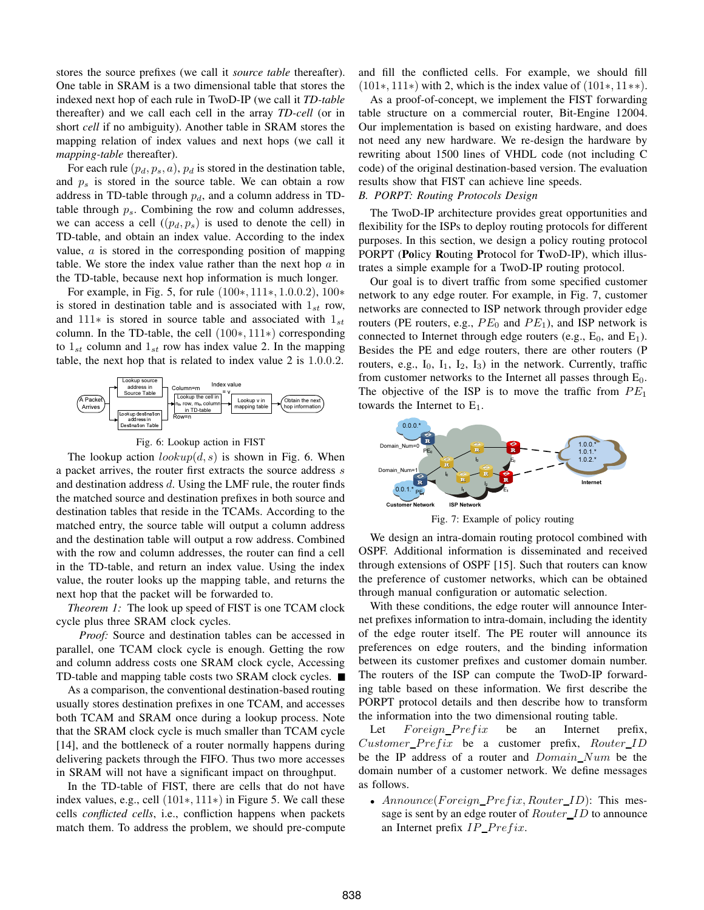stores the source prefixes (we call it *source table* thereafter). One table in SRAM is a two dimensional table that stores the indexed next hop of each rule in TwoD-IP (we call it *TD-table* thereafter) and we call each cell in the array *TD-cell* (or in short *cell* if no ambiguity). Another table in SRAM stores the mapping relation of index values and next hops (we call it *mapping-table* thereafter).

For each rule $(p_d, p_s, a)$, $p_d$ is stored in the destination table, and $p_s$ is stored in the source table. We can obtain a row address in TD-table through $p_d$, and a column address in TD-table through $p_s$. Combining the row and column addresses, we can access a cell ($(p_d, p_s)$ is used to denote the cell) in TD-table, and obtain an index value. According to the index value, $a$ is stored in the corresponding position of mapping table. We store the index value rather than the next hop $a$ in the TD-table, because next hop information is much longer.

For example, in Fig. 5, for rule $(100*, 111*, 1.0.0.2)$, $100*$ is stored in destination table and is associated with $1_{st}$ row, and $111*$ is stored in source table and associated with $1_{st}$ column. In the TD-table, the cell $(100*, 111*)$ corresponding to $1_{st}$ column and $1_{st}$ row has index value 2. In the mapping table, the next hop that is related to index value 2 is 1.0.0.2.

Fig. 6: Lookup action in FIST

The lookup action $lookup(d, s)$ is shown in Fig. 6. When a packet arrives, the router first extracts the source address $s$ and destination address $d$. Using the LMF rule, the router finds the matched source and destination prefixes in both source and destination tables that reside in the TCAMs. According to the matched entry, the source table will output a column address and the destination table will output a row address. Combined with the row and column addresses, the router can find a cell in the TD-table, and return an index value. Using the index value, the router looks up the mapping table, and returns the next hop that the packet will be forwarded to.

*Theorem 1:* The look up speed of FIST is one TCAM clock cycle plus three SRAM clock cycles.

*Proof:* Source and destination tables can be accessed in parallel, one TCAM clock cycle is enough. Getting the row and column address costs one SRAM clock cycle, Accessing TD-table and mapping table costs two SRAM clock cycles. ■

As a comparison, the conventional destination-based routing usually stores destination prefixes in one TCAM, and accesses both TCAM and SRAM once during a lookup process. Note that the SRAM clock cycle is much smaller than TCAM cycle [14], and the bottleneck of a router normally happens during delivering packets through the FIFO. Thus two more accesses in SRAM will not have a significant impact on throughput.

In the TD-table of FIST, there are cells that do not have index values, e.g., cell $(101*, 111*)$ in Figure 5. We call these cells *conflicted cells*, i.e., confliction happens when packets match them. To address the problem, we should pre-compute and fill the conflicted cells. For example, we should fill $(101*, 111*)$ with 2, which is the index value of $(101*, 11**)$.

As a proof-of-concept, we implement the FIST forwarding table structure on a commercial router, Bit-Engine 12004. Our implementation is based on existing hardware, and does not need any new hardware. We re-design the hardware by rewriting about 1500 lines of VHDL code (not including C code) of the original destination-based version. The evaluation results show that FIST can achieve line speeds.

### B. PORPT: Routing Protocols Design

The TwoD-IP architecture provides great opportunities and flexibility for the ISPs to deploy routing protocols for different purposes. In this section, we design a policy routing protocol PORPT (**Po**licy **R**outing **P**rotocol for **T**woD-IP), which illustrates a simple example for a TwoD-IP routing protocol.

Our goal is to divert traffic from some specified customer network to any edge router. For example, in Fig. 7, customer networks are connected to ISP network through provider edge routers (PE routers, e.g., $PE_0$ and $PE_1$), and ISP network is connected to Internet through edge routers (e.g., $E_0$, and $E_1$). Besides the PE and edge routers, there are other routers (P routers, e.g., $I_0$, $I_1$, $I_2$, $I_3$) in the network. Currently, traffic from customer networks to the Internet all passes through $E_0$. The objective of the ISP is to move the traffic from $PE_1$ towards the Internet to $E_1$.

Fig. 7: Example of policy routing

We design an intra-domain routing protocol combined with OSPF. Additional information is disseminated and received through extensions of OSPF [15]. Such that routers can know the preference of customer networks, which can be obtained through manual configuration or automatic selection.

With these conditions, the edge router will announce Internet prefixes information to intra-domain, including the identity of the edge router itself. The PE router will announce its preferences on edge routers, and the binding information between its customer prefixes and customer domain number. The routers of the ISP can compute the TwoD-IP forwarding table based on these information. We first describe the PORPT protocol details and then describe how to transform the information into the two dimensional routing table.

Let $Foreign\_Prefix$ be an Internet prefix, $Customer\_Prefix$ be a customer prefix, $Router\_ID$ be the IP address of a router and $Domain\_Num$ be the domain number of a customer network. We define messages as follows.

- $Announce(Foreign\_Prefix, Router\_ID)$: This message is sent by an edge router of $Router\_ID$ to announce an Internet prefix $IP\_Prefix$.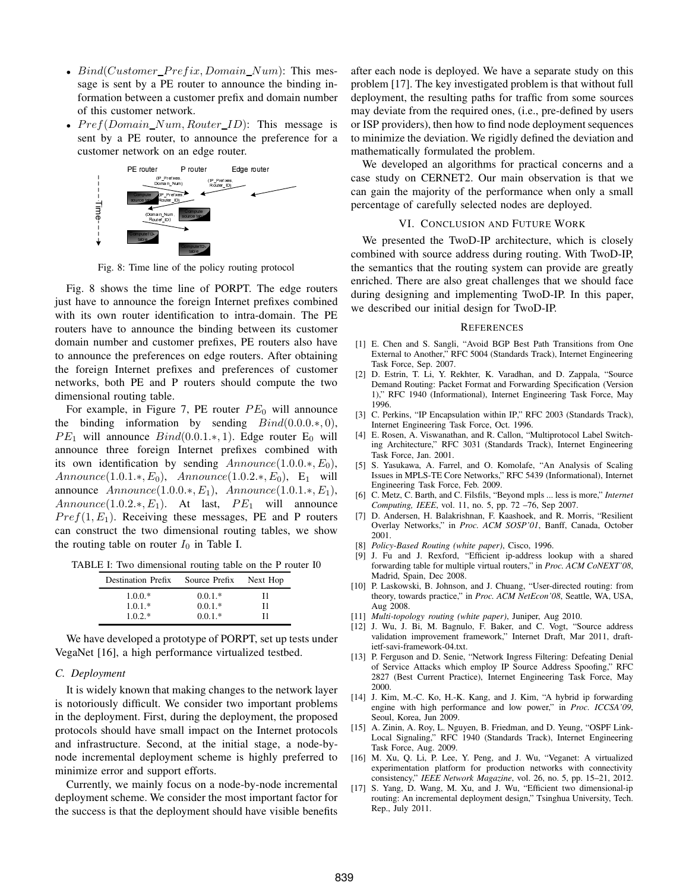- $Bind(Customer\_Prefix, Domain\_Num)$: This message is sent by a PE router to announce the binding information between a customer prefix and domain number of this customer network.
- $Pref(Domain\_Num, Router\_ID)$: This message is sent by a PE router, to announce the preference for a customer network on an edge router.

PE router
P router
Edge router
(IP_Prefixes, Domain_Num)
(IP_Prefixes, Router_ID)
Compute source table
(IP_Prefixes, Router_ID)
Compute source table
(Domain_Num, Router_ID)
ComputeTD-table
ComputeTD-table
Time

Fig. 8: Time line of the policy routing protocol

Fig. 8 shows the time line of PORPT. The edge routers just have to announce the foreign Internet prefixes combined with its own router identification to intra-domain. The PE routers have to announce the binding between its customer domain number and customer prefixes, PE routers also have to announce the preferences on edge routers. After obtaining the foreign Internet prefixes and preferences of customer networks, both PE and P routers should compute the two dimensional routing table.

For example, in Figure 7, PE router $PE_0$ will announce the binding information by sending $Bind(0.0.0.*, 0)$, $PE_1$ will announce $Bind(0.0.1.*, 1)$. Edge router $E_0$ will announce three foreign Internet prefixes combined with its own identification by sending $Announce(1.0.0.*, E_0)$, $Announce(1.0.1.*, E_0)$, $Announce(1.0.2.*, E_0)$, $E_1$ will announce $Announce(1.0.0.*, E_1)$, $Announce(1.0.1.*, E_1)$, $Announce(1.0.2.*, E_1)$. At last, $PE_1$ will announce $Pref(1, E_1)$. Receiving these messages, PE and P routers can construct the two dimensional routing tables, we show the routing table on router $I_0$ in Table I.

TABLE I: Two dimensional routing table on the P router I0

| Destination Prefix | Source Prefix | Next Hop |
|---|---|---|
| 1.0.0.* | 0.0.1.* | I1 |
| 1.0.1.* | 0.0.1.* | I1 |
| 1.0.2.* | 0.0.1.* | I1 |

We have developed a prototype of PORPT, set up tests under VegaNet [16], a high performance virtualized testbed.

### C. Deployment

It is widely known that making changes to the network layer is notoriously difficult. We consider two important problems in the deployment. First, during the deployment, the proposed protocols should have small impact on the Internet protocols and infrastructure. Second, at the initial stage, a node-by-node incremental deployment scheme is highly preferred to minimize error and support efforts.

Currently, we mainly focus on a node-by-node incremental deployment scheme. We consider the most important factor for the success is that the deployment should have visible benefits after each node is deployed. We have a separate study on this problem [17]. The key investigated problem is that without full deployment, the resulting paths for traffic from some sources may deviate from the required ones, (i.e., pre-defined by users or ISP providers), then how to find node deployment sequences to minimize the deviation. We rigidly defined the deviation and mathematically formulated the problem.

We developed an algorithms for practical concerns and a case study on CERNET2. Our main observation is that we can gain the majority of the performance when only a small percentage of carefully selected nodes are deployed.

## VI. Conclusion and Future Work

We presented the TwoD-IP architecture, which is closely combined with source address during routing. With TwoD-IP, the semantics that the routing system can provide are greatly enriched. There are also great challenges that we should face during designing and implementing TwoD-IP. In this paper, we described our initial design for TwoD-IP.

## References

[1] E. Chen and S. Sangli, "Avoid BGP Best Path Transitions from One External to Another," RFC 5004 (Standards Track), Internet Engineering Task Force, Sep. 2007.

[2] D. Estrin, T. Li, Y. Rekhter, K. Varadhan, and D. Zappala, "Source Demand Routing: Packet Format and Forwarding Specification (Version 1)," RFC 1940 (Informational), Internet Engineering Task Force, May 1996.

[3] C. Perkins, "IP Encapsulation within IP," RFC 2003 (Standards Track), Internet Engineering Task Force, Oct. 1996.

[4] E. Rosen, A. Viswanathan, and R. Callon, "Multiprotocol Label Switching Architecture," RFC 3031 (Standards Track), Internet Engineering Task Force, Jan. 2001.

[5] S. Yasukawa, A. Farrel, and O. Komolafe, "An Analysis of Scaling Issues in MPLS-TE Core Networks," RFC 5439 (Informational), Internet Engineering Task Force, Feb. 2009.

[6] C. Metz, C. Barth, and C. Filsfils, "Beyond mpls ... less is more," *Internet Computing, IEEE*, vol. 11, no. 5, pp. 72 –76, Sep 2007.

[7] D. Andersen, H. Balakrishnan, F. Kaashoek, and R. Morris, "Resilient Overlay Networks," in *Proc. ACM SOSP'01*, Banff, Canada, October 2001.

[8] *Policy-Based Routing (white paper)*, Cisco, 1996.

[9] J. Fu and J. Rexford, "Efficient ip-address lookup with a shared forwarding table for multiple virtual routers," in *Proc. ACM CoNEXT'08*, Madrid, Spain, Dec 2008.

[10] P. Laskowski, B. Johnson, and J. Chuang, "User-directed routing: from theory, towards practice," in *Proc. ACM NetEcon'08*, Seattle, WA, USA, Aug 2008.

[11] *Multi-topology routing (white paper)*, Juniper, Aug 2010.

[12] J. Wu, J. Bi, M. Bagnulo, F. Baker, and C. Vogt, "Source address validation improvement framework," Internet Draft, Mar 2011, draft-ietf-savi-framework-04.txt.

[13] P. Ferguson and D. Senie, "Network Ingress Filtering: Defeating Denial of Service Attacks which employ IP Source Address Spoofing," RFC 2827 (Best Current Practice), Internet Engineering Task Force, May 2000.

[14] J. Kim, M.-C. Ko, H.-K. Kang, and J. Kim, "A hybrid ip forwarding engine with high performance and low power," in *Proc. ICCSA'09*, Seoul, Korea, Jun 2009.

[15] A. Zinin, A. Roy, L. Nguyen, B. Friedman, and D. Yeung, "OSPF Link-Local Signaling," RFC 1940 (Standards Track), Internet Engineering Task Force, Aug. 2009.

[16] M. Xu, Q. Li, P. Lee, Y. Peng, and J. Wu, "Veganet: A virtualized experimentation platform for production networks with connectivity consistency," *IEEE Network Magazine*, vol. 26, no. 5, pp. 15–21, 2012.

[17] S. Yang, D. Wang, M. Xu, and J. Wu, "Efficient two dimensional-ip routing: An incremental deployment design," Tsinghua University, Tech. Rep., July 2011.